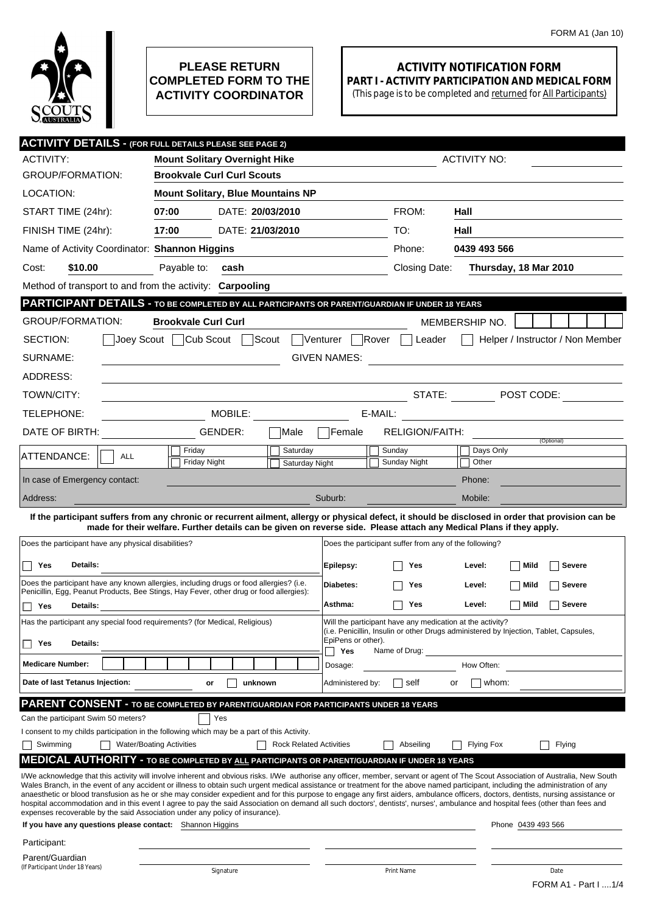FORM A1 (Jan 10)

**PLEASE RETURN COMPLETED FORM TO THE ACTIVITY COORDINATOR**

# ACTIVITY NOTIFICATION FORM

## PART I - ACTIVITY PARTICIPATION AND MEDICAL FORM

(This page is to be completed and returned for All Participants)

## ACTIVITY DETAILS - (FOR FULL DETAILS PLEASE SEE PAGE 2)

ACTIVITY: **Mount Solitary Overnight Hike** ACTIVITY NO:

GROUP/FORMATION: **Brookvale Curl Curl Scouts**

LOCATION: **Mount Solitary, Blue Mountains NP**

START TIME (24hr): **07:00** DATE: **20/03/2010** FROM: **Hall**

FINISH TIME (24hr): **17:00** DATE: **21/03/2010** TO: **Hall**

Name of Activity Coordinator: **Shannon Higgins** Phone: **0439 493 566**

Cost: **$10.00** Payable to: **cash** Closing Date: **Thursday, 18 Mar 2010**

Method of transport to and from the activity: **Carpooling**

## PARTICIPANT DETAILS - TO BE COMPLETED BY ALL PARTICIPANTS OR PARENT/GUARDIAN IF UNDER 18 YEARS

GROUP/FORMATION: **Brookvale Curl Curl** MEMBERSHIP NO.

SECTION: ☐ Joey Scout ☐ Cub Scout ☐ Scout ☐ Venturer ☐ Rover ☐ Leader ☐ Helper / Instructor / Non Member

SURNAME: GIVEN NAMES:

ADDRESS:

TOWN/CITY: STATE: POST CODE:

TELEPHONE: MOBILE: E-MAIL:

DATE OF BIRTH: GENDER: ☐ Male ☐ Female RELIGION/FAITH: (Optional)

ATTENDANCE: ☐ ALL ☐ Friday ☐ Friday Night ☐ Saturday ☐ Saturday Night ☐ Sunday ☐ Sunday Night ☐ Days Only ☐ Other

In case of Emergency contact: Phone:

Address: Suburb: Mobile:

**If the participant suffers from any chronic or recurrent ailment, allergy or physical defect, it should be disclosed in order that provision can be made for their welfare. Further details can be given on reverse side. Please attach any Medical Plans if they apply.**

Does the participant have any physical disabilities?

☐ **Yes** **Details:**

Does the participant have any known allergies, including drugs or food allergies? (i.e. Penicillin, Egg, Peanut Products, Bee Stings, Hay Fever, other drug or food allergies):

☐ **Yes** **Details:**

Has the participant any special food requirements? (for Medical, Religious)

☐ **Yes** **Details:**

**Medicare Number:**

**Date of last Tetanus Injection:** **or** ☐ **unknown**

Does the participant suffer from any of the following?

| | | | |
|---|---|---|---|
| **Epilepsy:** | ☐ **Yes** | **Level:** | ☐ **Mild** ☐ **Severe** |
| **Diabetes:** | ☐ **Yes** | **Level:** | ☐ **Mild** ☐ **Severe** |
| **Asthma:** | ☐ **Yes** | **Level:** | ☐ **Mild** ☐ **Severe** |

Will the participant have any medication at the activity? (i.e. Penicillin, Insulin or other Drugs administered by Injection, Tablet, Capsules, EpiPens or other).

☐ **Yes** Name of Drug:

Dosage: How Often:

Administered by: ☐ self or ☐ whom:

## PARENT CONSENT - TO BE COMPLETED BY PARENT/GUARDIAN FOR PARTICIPANTS UNDER 18 YEARS

Can the participant Swim 50 meters? ☐ Yes

I consent to my childs participation in the following which may be a part of this Activity.

☐ Swimming ☐ Water/Boating Activities ☐ Rock Related Activities ☐ Abseiling ☐ Flying Fox ☐ Flying

## MEDICAL AUTHORITY - TO BE COMPLETED BY ALL PARTICIPANTS OR PARENT/GUARDIAN IF UNDER 18 YEARS

I/We acknowledge that this activity will involve inherent and obvious risks. I/We authorise any officer, member, servant or agent of The Scout Association of Australia, New South Wales Branch, in the event of any accident or illness to obtain such urgent medical assistance or treatment for the above named participant, including the administration of any anaesthetic or blood transfusion as he or she may consider expedient and for this purpose to engage any first aiders, ambulance officers, doctors, dentists, nursing assistance or hospital accommodation and in this event I agree to pay the said Association on demand all such doctors', dentists', nurses', ambulance and hospital fees (other than fees and expenses recoverable by the said Association under any policy of insurance).

**If you have any questions please contact:** Shannon Higgins Phone 0439 493 566

| | Signature | Print Name | Date |
|---|---|---|---|
| Participant: | | | |
| Parent/Guardian (If Participant Under 18 Years) | | | |

FORM A1 - Part I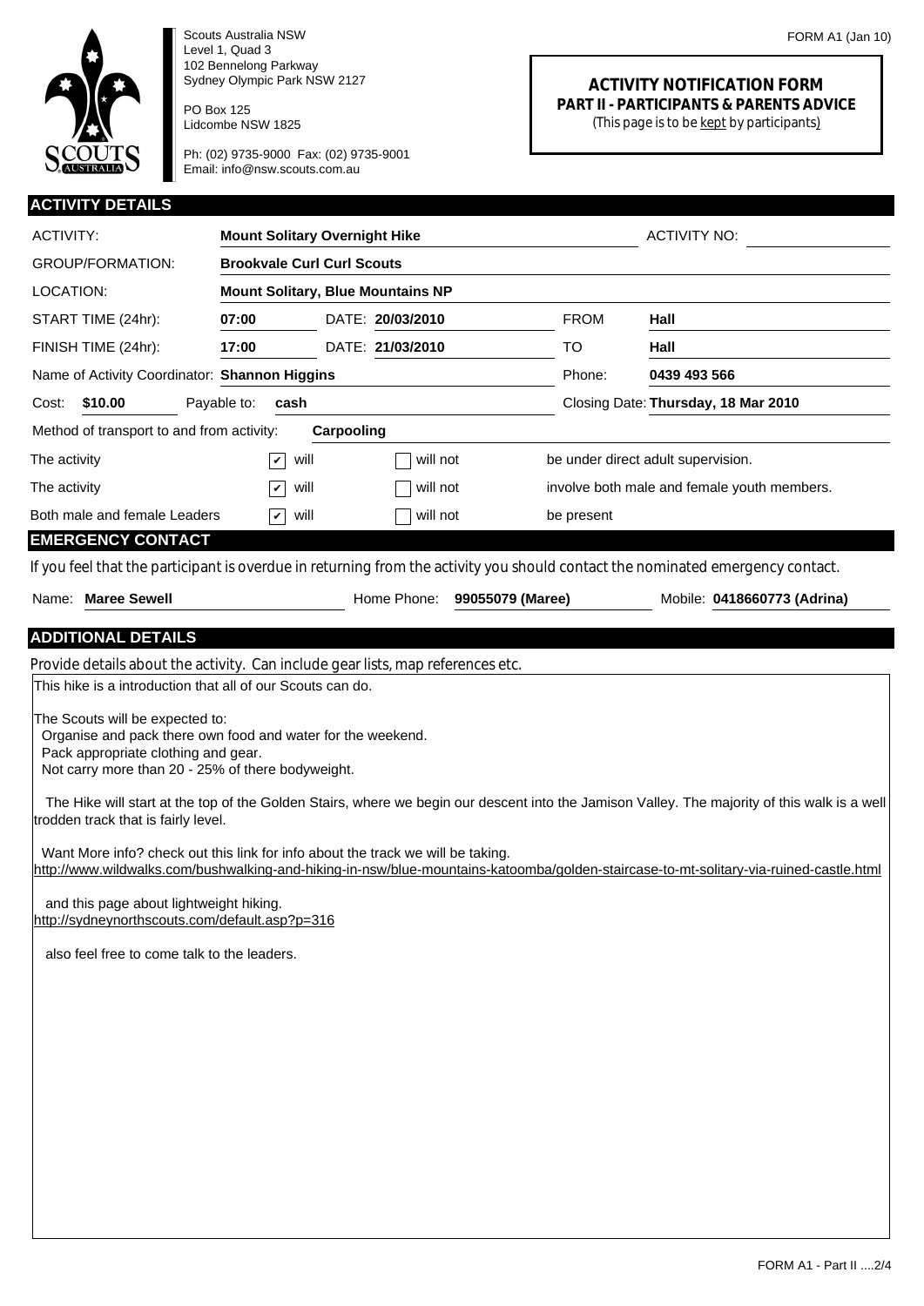Scouts Australia NSW
Level 1, Quad 3
102 Bennelong Parkway
Sydney Olympic Park NSW 2127

PO Box 125
Lidcombe NSW 1825

Ph: (02) 9735-9000 Fax: (02) 9735-9001
Email: info@nsw.scouts.com.au

FORM A1 (Jan 10)

# ACTIVITY NOTIFICATION FORM
## PART II - PARTICIPANTS & PARENTS ADVICE
*(This page is to be kept by participants)*

## ACTIVITY DETAILS

ACTIVITY: **Mount Solitary Overnight Hike** ACTIVITY NO:

GROUP/FORMATION: **Brookvale Curl Curl Scouts**

LOCATION: **Mount Solitary, Blue Mountains NP**

START TIME (24hr): **07:00** DATE: **20/03/2010** FROM **Hall**

FINISH TIME (24hr): **17:00** DATE: **21/03/2010** TO **Hall**

Name of Activity Coordinator: **Shannon Higgins** Phone: **0439 493 566**

Cost: **$10.00** Payable to: **cash** Closing Date: **Thursday, 18 Mar 2010**

Method of transport to and from activity: **Carpooling**

The activity ☑ will ☐ will not be under direct adult supervision.

The activity ☑ will ☐ will not involve both male and female youth members.

Both male and female Leaders ☑ will ☐ will not be present

## EMERGENCY CONTACT

If you feel that the participant is overdue in returning from the activity you should contact the nominated emergency contact.

Name: **Maree Sewell** Home Phone: **99055079 (Maree)** Mobile: **0418660773 (Adrina)**

## ADDITIONAL DETAILS

Provide details about the activity. Can include gear lists, map references etc.

This hike is a introduction that all of our Scouts can do.

The Scouts will be expected to:
- Organise and pack there own food and water for the weekend.
- Pack appropriate clothing and gear.
- Not carry more than 20 - 25% of there bodyweight.

The Hike will start at the top of the Golden Stairs, where we begin our descent into the Jamison Valley. The majority of this walk is a well trodden track that is fairly level.

Want More info? check out this link for info about the track we will be taking.
http://www.wildwalks.com/bushwalking-and-hiking-in-nsw/blue-mountains-katoomba/golden-staircase-to-mt-solitary-via-ruined-castle.html

and this page about lightweight hiking.
http://sydneynorthscouts.com/default.asp?p=316

also feel free to come talk to the leaders.